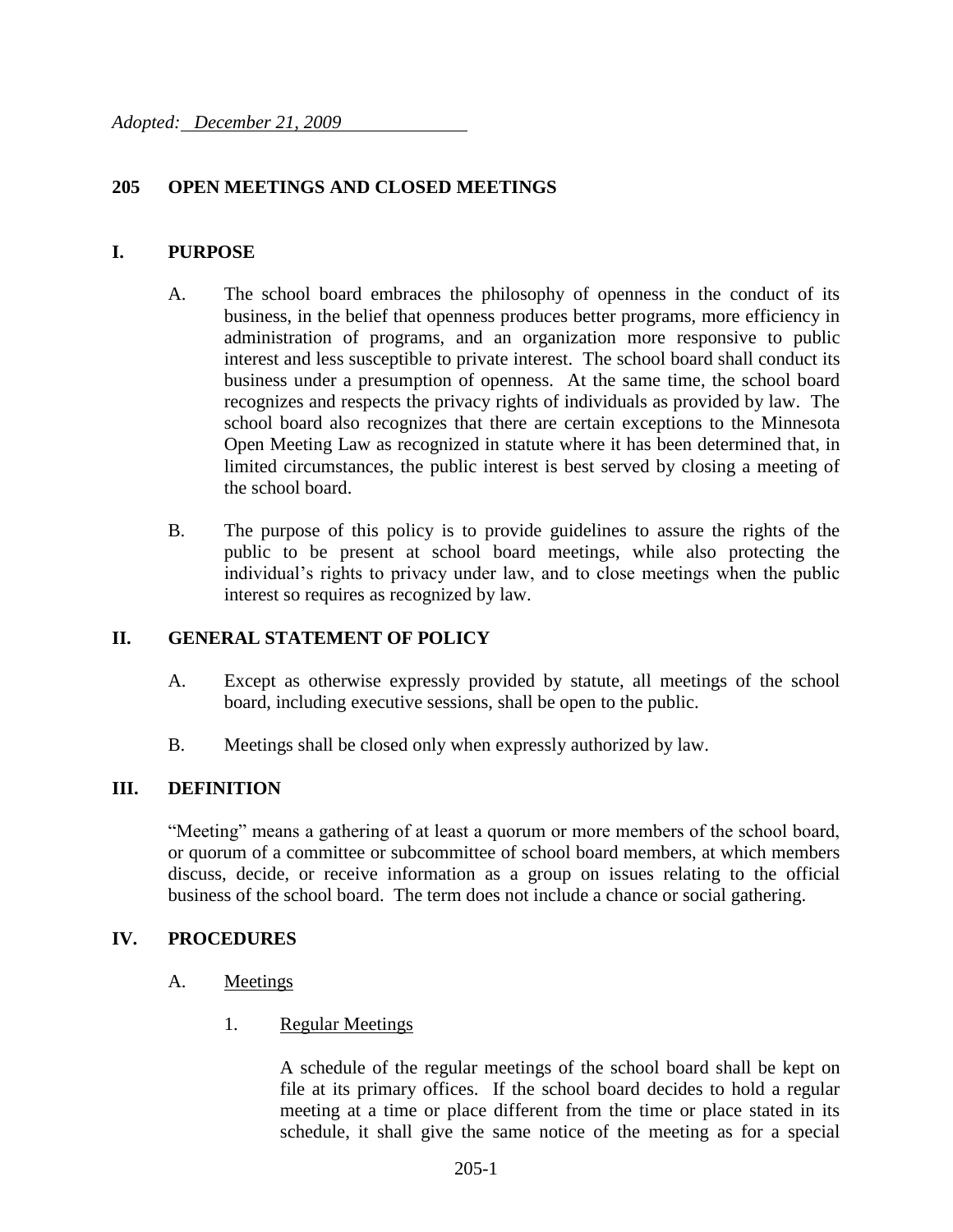*Adopted: December 21, 2009*

# 205 OPEN MEETINGS AND CLOSED MEETINGS

## I. PURPOSE

A. The school board embraces the philosophy of openness in the conduct of its business, in the belief that openness produces better programs, more efficiency in administration of programs, and an organization more responsive to public interest and less susceptible to private interest. The school board shall conduct its business under a presumption of openness. At the same time, the school board recognizes and respects the privacy rights of individuals as provided by law. The school board also recognizes that there are certain exceptions to the Minnesota Open Meeting Law as recognized in statute where it has been determined that, in limited circumstances, the public interest is best served by closing a meeting of the school board.

B. The purpose of this policy is to provide guidelines to assure the rights of the public to be present at school board meetings, while also protecting the individual's rights to privacy under law, and to close meetings when the public interest so requires as recognized by law.

## II. GENERAL STATEMENT OF POLICY

A. Except as otherwise expressly provided by statute, all meetings of the school board, including executive sessions, shall be open to the public.

B. Meetings shall be closed only when expressly authorized by law.

## III. DEFINITION

"Meeting" means a gathering of at least a quorum or more members of the school board, or quorum of a committee or subcommittee of school board members, at which members discuss, decide, or receive information as a group on issues relating to the official business of the school board. The term does not include a chance or social gathering.

## IV. PROCEDURES

A. <u>Meetings</u>

1. <u>Regular Meetings</u>

A schedule of the regular meetings of the school board shall be kept on file at its primary offices. If the school board decides to hold a regular meeting at a time or place different from the time or place stated in its schedule, it shall give the same notice of the meeting as for a special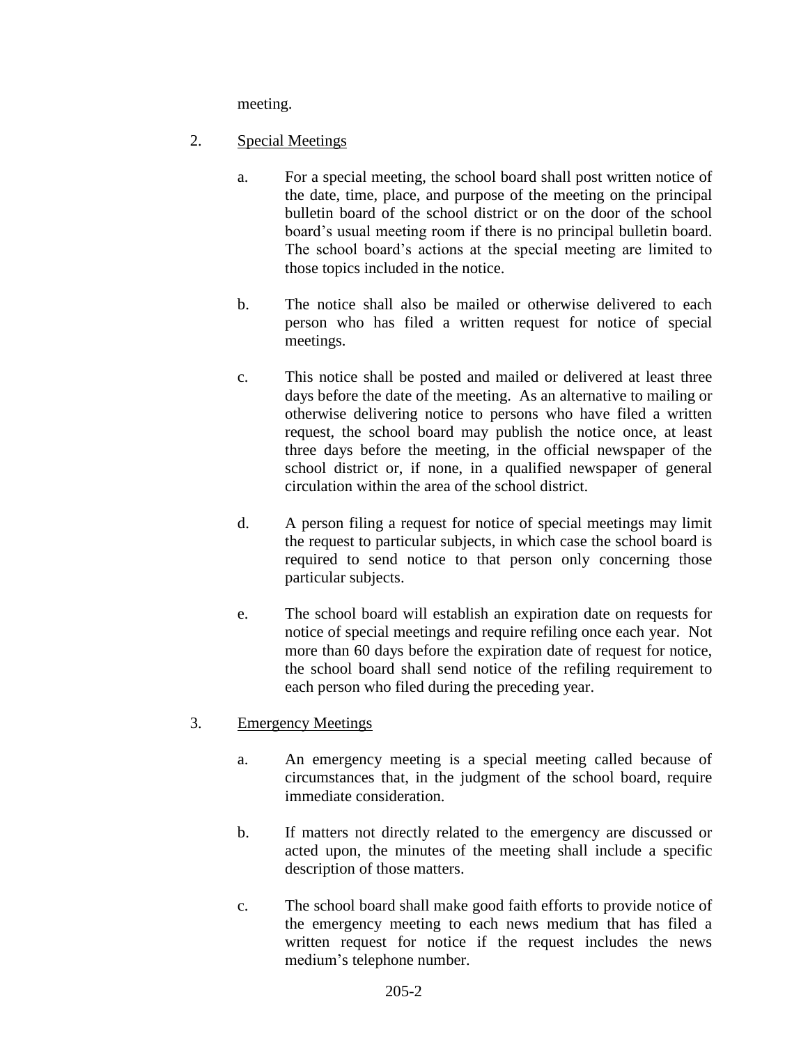meeting.

2. <u>Special Meetings</u>

    a. For a special meeting, the school board shall post written notice of the date, time, place, and purpose of the meeting on the principal bulletin board of the school district or on the door of the school board's usual meeting room if there is no principal bulletin board. The school board's actions at the special meeting are limited to those topics included in the notice.

    b. The notice shall also be mailed or otherwise delivered to each person who has filed a written request for notice of special meetings.

    c. This notice shall be posted and mailed or delivered at least three days before the date of the meeting. As an alternative to mailing or otherwise delivering notice to persons who have filed a written request, the school board may publish the notice once, at least three days before the meeting, in the official newspaper of the school district or, if none, in a qualified newspaper of general circulation within the area of the school district.

    d. A person filing a request for notice of special meetings may limit the request to particular subjects, in which case the school board is required to send notice to that person only concerning those particular subjects.

    e. The school board will establish an expiration date on requests for notice of special meetings and require refiling once each year. Not more than 60 days before the expiration date of request for notice, the school board shall send notice of the refiling requirement to each person who filed during the preceding year.

3. <u>Emergency Meetings</u>

    a. An emergency meeting is a special meeting called because of circumstances that, in the judgment of the school board, require immediate consideration.

    b. If matters not directly related to the emergency are discussed or acted upon, the minutes of the meeting shall include a specific description of those matters.

    c. The school board shall make good faith efforts to provide notice of the emergency meeting to each news medium that has filed a written request for notice if the request includes the news medium's telephone number.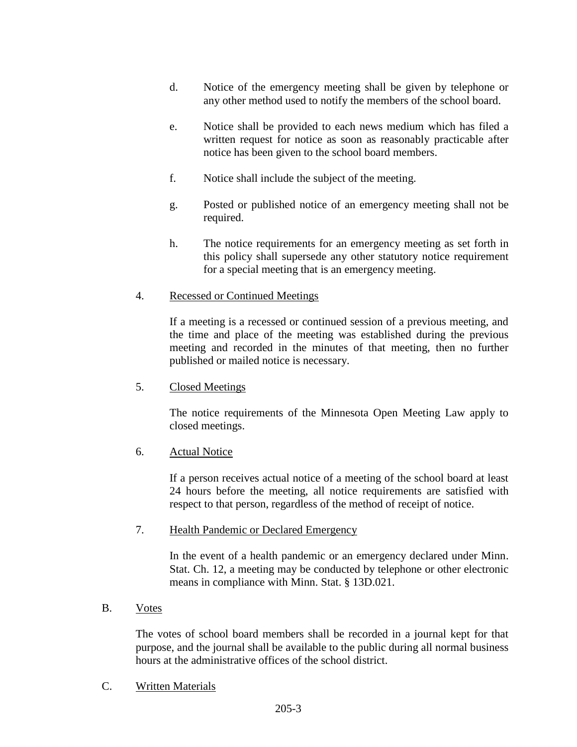d. Notice of the emergency meeting shall be given by telephone or any other method used to notify the members of the school board.

e. Notice shall be provided to each news medium which has filed a written request for notice as soon as reasonably practicable after notice has been given to the school board members.

f. Notice shall include the subject of the meeting.

g. Posted or published notice of an emergency meeting shall not be required.

h. The notice requirements for an emergency meeting as set forth in this policy shall supersede any other statutory notice requirement for a special meeting that is an emergency meeting.

4. Recessed or Continued Meetings

If a meeting is a recessed or continued session of a previous meeting, and the time and place of the meeting was established during the previous meeting and recorded in the minutes of that meeting, then no further published or mailed notice is necessary.

5. Closed Meetings

The notice requirements of the Minnesota Open Meeting Law apply to closed meetings.

6. Actual Notice

If a person receives actual notice of a meeting of the school board at least 24 hours before the meeting, all notice requirements are satisfied with respect to that person, regardless of the method of receipt of notice.

7. Health Pandemic or Declared Emergency

In the event of a health pandemic or an emergency declared under Minn. Stat. Ch. 12, a meeting may be conducted by telephone or other electronic means in compliance with Minn. Stat. § 13D.021.

B. Votes

The votes of school board members shall be recorded in a journal kept for that purpose, and the journal shall be available to the public during all normal business hours at the administrative offices of the school district.

C. Written Materials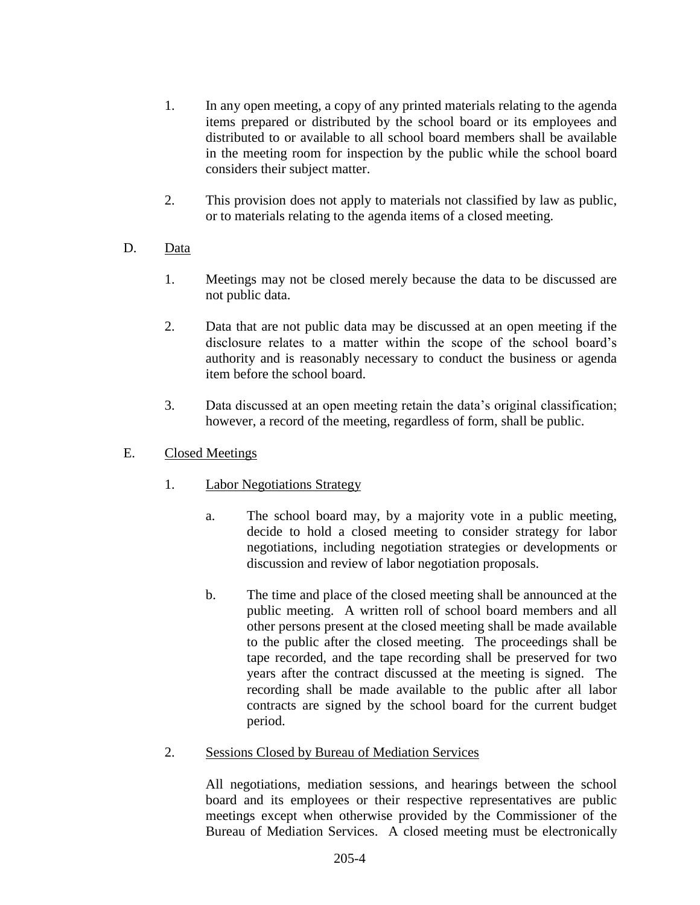1. In any open meeting, a copy of any printed materials relating to the agenda items prepared or distributed by the school board or its employees and distributed to or available to all school board members shall be available in the meeting room for inspection by the public while the school board considers their subject matter.

2. This provision does not apply to materials not classified by law as public, or to materials relating to the agenda items of a closed meeting.

D. <u>Data</u>

1. Meetings may not be closed merely because the data to be discussed are not public data.

2. Data that are not public data may be discussed at an open meeting if the disclosure relates to a matter within the scope of the school board's authority and is reasonably necessary to conduct the business or agenda item before the school board.

3. Data discussed at an open meeting retain the data's original classification; however, a record of the meeting, regardless of form, shall be public.

E. <u>Closed Meetings</u>

1. <u>Labor Negotiations Strategy</u>

   a. The school board may, by a majority vote in a public meeting, decide to hold a closed meeting to consider strategy for labor negotiations, including negotiation strategies or developments or discussion and review of labor negotiation proposals.

   b. The time and place of the closed meeting shall be announced at the public meeting. A written roll of school board members and all other persons present at the closed meeting shall be made available to the public after the closed meeting. The proceedings shall be tape recorded, and the tape recording shall be preserved for two years after the contract discussed at the meeting is signed. The recording shall be made available to the public after all labor contracts are signed by the school board for the current budget period.

2. <u>Sessions Closed by Bureau of Mediation Services</u>

   All negotiations, mediation sessions, and hearings between the school board and its employees or their respective representatives are public meetings except when otherwise provided by the Commissioner of the Bureau of Mediation Services. A closed meeting must be electronically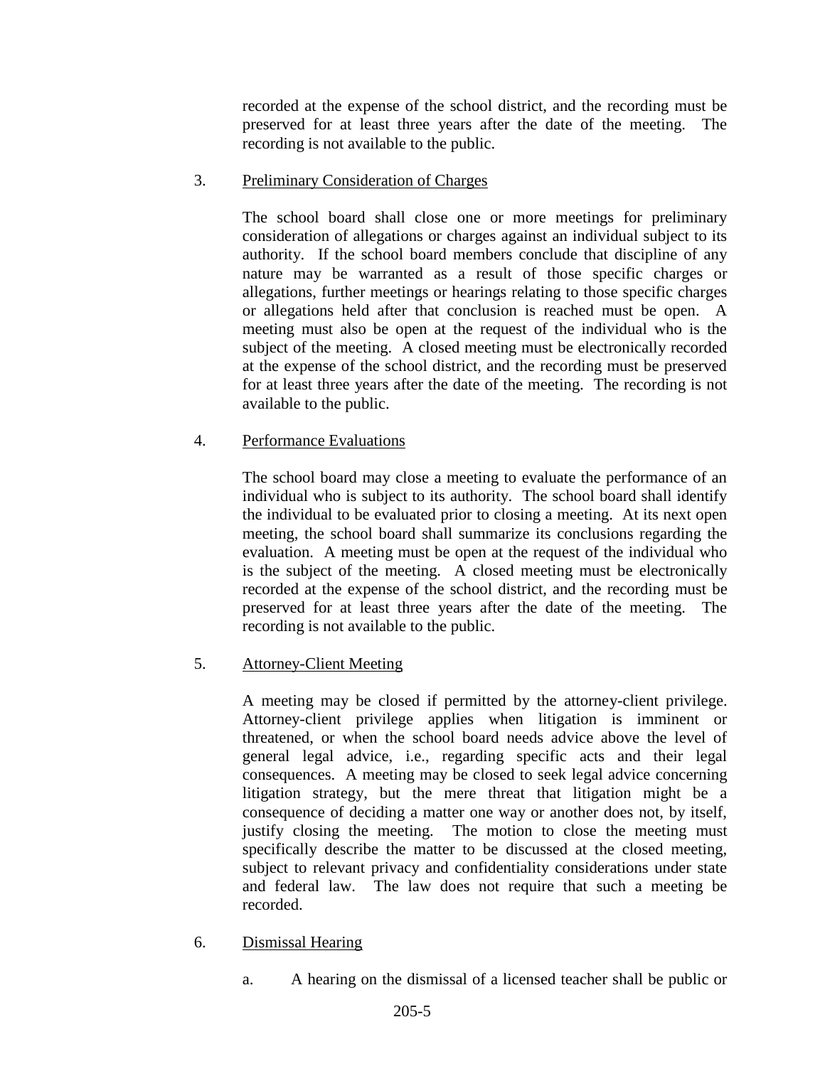recorded at the expense of the school district, and the recording must be preserved for at least three years after the date of the meeting. The recording is not available to the public.

3. Preliminary Consideration of Charges

   The school board shall close one or more meetings for preliminary consideration of allegations or charges against an individual subject to its authority. If the school board members conclude that discipline of any nature may be warranted as a result of those specific charges or allegations, further meetings or hearings relating to those specific charges or allegations held after that conclusion is reached must be open. A meeting must also be open at the request of the individual who is the subject of the meeting. A closed meeting must be electronically recorded at the expense of the school district, and the recording must be preserved for at least three years after the date of the meeting. The recording is not available to the public.

4. Performance Evaluations

   The school board may close a meeting to evaluate the performance of an individual who is subject to its authority. The school board shall identify the individual to be evaluated prior to closing a meeting. At its next open meeting, the school board shall summarize its conclusions regarding the evaluation. A meeting must be open at the request of the individual who is the subject of the meeting. A closed meeting must be electronically recorded at the expense of the school district, and the recording must be preserved for at least three years after the date of the meeting. The recording is not available to the public.

5. Attorney-Client Meeting

   A meeting may be closed if permitted by the attorney-client privilege. Attorney-client privilege applies when litigation is imminent or threatened, or when the school board needs advice above the level of general legal advice, i.e., regarding specific acts and their legal consequences. A meeting may be closed to seek legal advice concerning litigation strategy, but the mere threat that litigation might be a consequence of deciding a matter one way or another does not, by itself, justify closing the meeting. The motion to close the meeting must specifically describe the matter to be discussed at the closed meeting, subject to relevant privacy and confidentiality considerations under state and federal law. The law does not require that such a meeting be recorded.

6. Dismissal Hearing

   a. A hearing on the dismissal of a licensed teacher shall be public or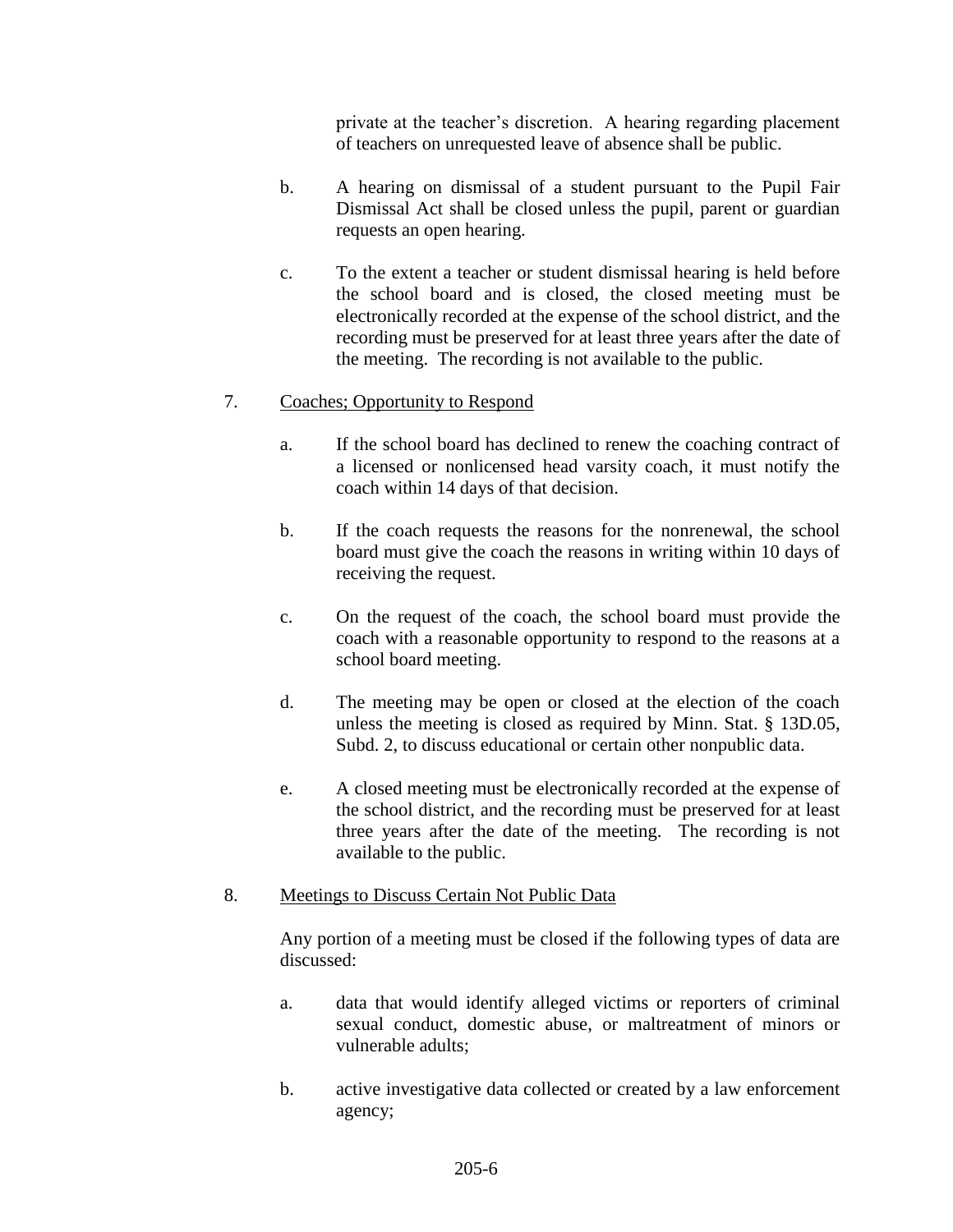private at the teacher's discretion. A hearing regarding placement of teachers on unrequested leave of absence shall be public.

b. A hearing on dismissal of a student pursuant to the Pupil Fair Dismissal Act shall be closed unless the pupil, parent or guardian requests an open hearing.

c. To the extent a teacher or student dismissal hearing is held before the school board and is closed, the closed meeting must be electronically recorded at the expense of the school district, and the recording must be preserved for at least three years after the date of the meeting. The recording is not available to the public.

7. <u>Coaches; Opportunity to Respond</u>

a. If the school board has declined to renew the coaching contract of a licensed or nonlicensed head varsity coach, it must notify the coach within 14 days of that decision.

b. If the coach requests the reasons for the nonrenewal, the school board must give the coach the reasons in writing within 10 days of receiving the request.

c. On the request of the coach, the school board must provide the coach with a reasonable opportunity to respond to the reasons at a school board meeting.

d. The meeting may be open or closed at the election of the coach unless the meeting is closed as required by Minn. Stat. § 13D.05, Subd. 2, to discuss educational or certain other nonpublic data.

e. A closed meeting must be electronically recorded at the expense of the school district, and the recording must be preserved for at least three years after the date of the meeting. The recording is not available to the public.

8. <u>Meetings to Discuss Certain Not Public Data</u>

Any portion of a meeting must be closed if the following types of data are discussed:

a. data that would identify alleged victims or reporters of criminal sexual conduct, domestic abuse, or maltreatment of minors or vulnerable adults;

b. active investigative data collected or created by a law enforcement agency;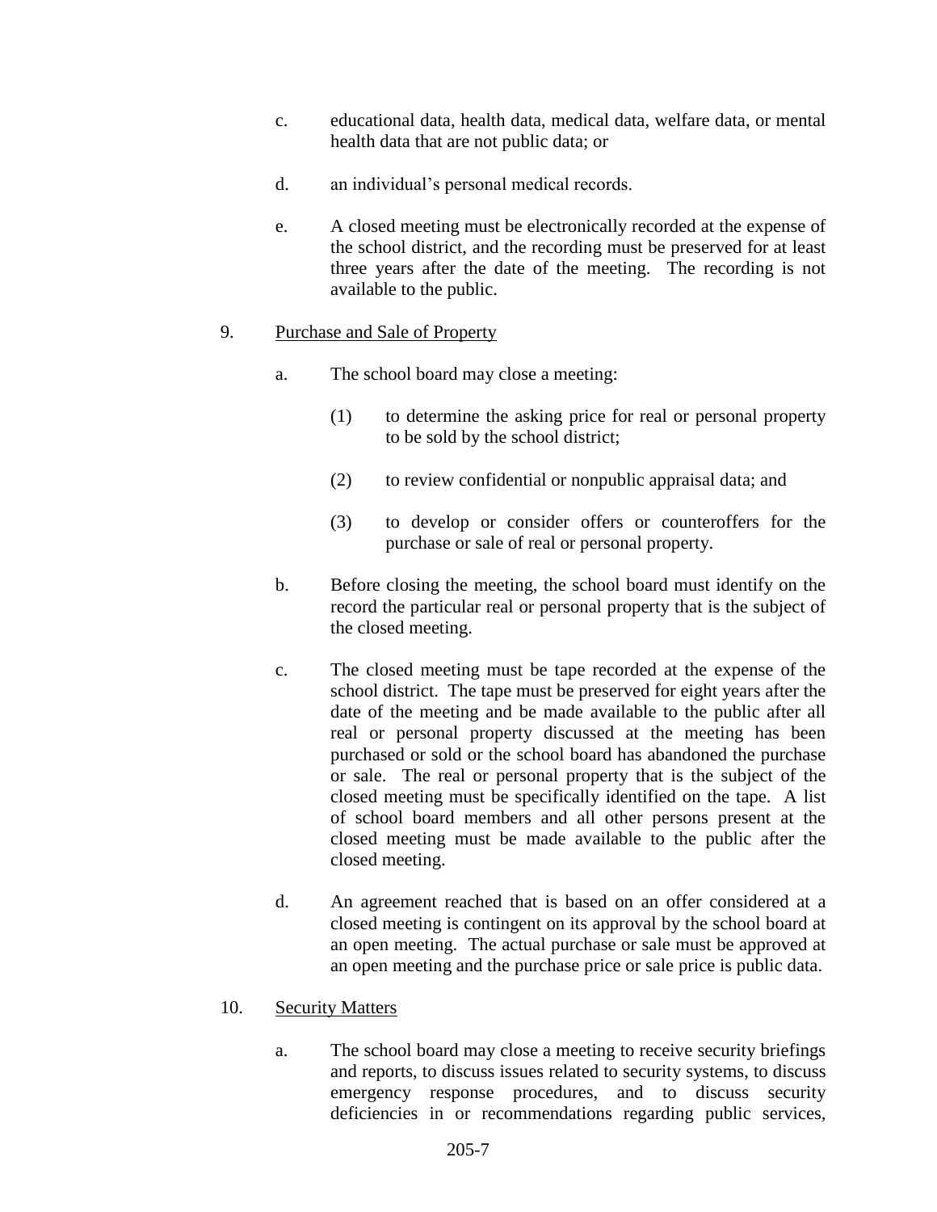c. educational data, health data, medical data, welfare data, or mental health data that are not public data; or

d. an individual's personal medical records.

e. A closed meeting must be electronically recorded at the expense of the school district, and the recording must be preserved for at least three years after the date of the meeting. The recording is not available to the public.

9. <u>Purchase and Sale of Property</u>

   a. The school board may close a meeting:

      (1) to determine the asking price for real or personal property to be sold by the school district;

      (2) to review confidential or nonpublic appraisal data; and

      (3) to develop or consider offers or counteroffers for the purchase or sale of real or personal property.

   b. Before closing the meeting, the school board must identify on the record the particular real or personal property that is the subject of the closed meeting.

   c. The closed meeting must be tape recorded at the expense of the school district. The tape must be preserved for eight years after the date of the meeting and be made available to the public after all real or personal property discussed at the meeting has been purchased or sold or the school board has abandoned the purchase or sale. The real or personal property that is the subject of the closed meeting must be specifically identified on the tape. A list of school board members and all other persons present at the closed meeting must be made available to the public after the closed meeting.

   d. An agreement reached that is based on an offer considered at a closed meeting is contingent on its approval by the school board at an open meeting. The actual purchase or sale must be approved at an open meeting and the purchase price or sale price is public data.

10. <u>Security Matters</u>

   a. The school board may close a meeting to receive security briefings and reports, to discuss issues related to security systems, to discuss emergency response procedures, and to discuss security deficiencies in or recommendations regarding public services,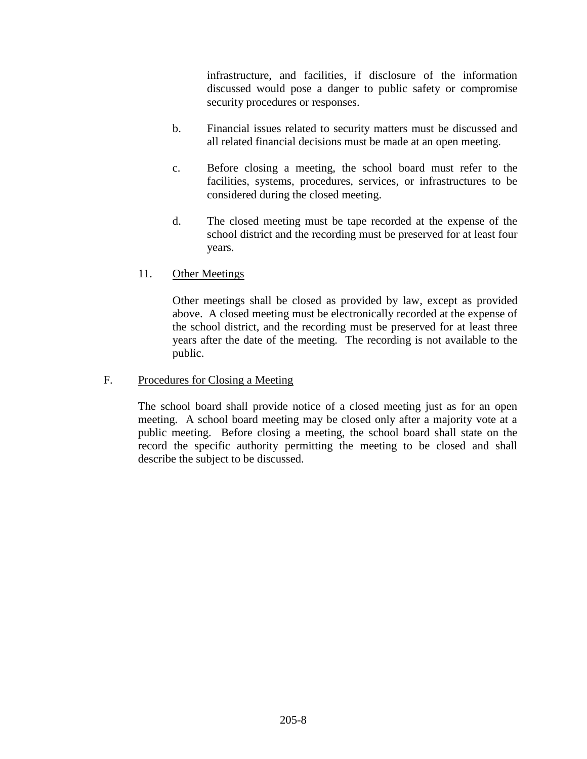infrastructure, and facilities, if disclosure of the information discussed would pose a danger to public safety or compromise security procedures or responses.

b. Financial issues related to security matters must be discussed and all related financial decisions must be made at an open meeting.

c. Before closing a meeting, the school board must refer to the facilities, systems, procedures, services, or infrastructures to be considered during the closed meeting.

d. The closed meeting must be tape recorded at the expense of the school district and the recording must be preserved for at least four years.

11. Other Meetings

Other meetings shall be closed as provided by law, except as provided above. A closed meeting must be electronically recorded at the expense of the school district, and the recording must be preserved for at least three years after the date of the meeting. The recording is not available to the public.

F. Procedures for Closing a Meeting

The school board shall provide notice of a closed meeting just as for an open meeting. A school board meeting may be closed only after a majority vote at a public meeting. Before closing a meeting, the school board shall state on the record the specific authority permitting the meeting to be closed and shall describe the subject to be discussed.